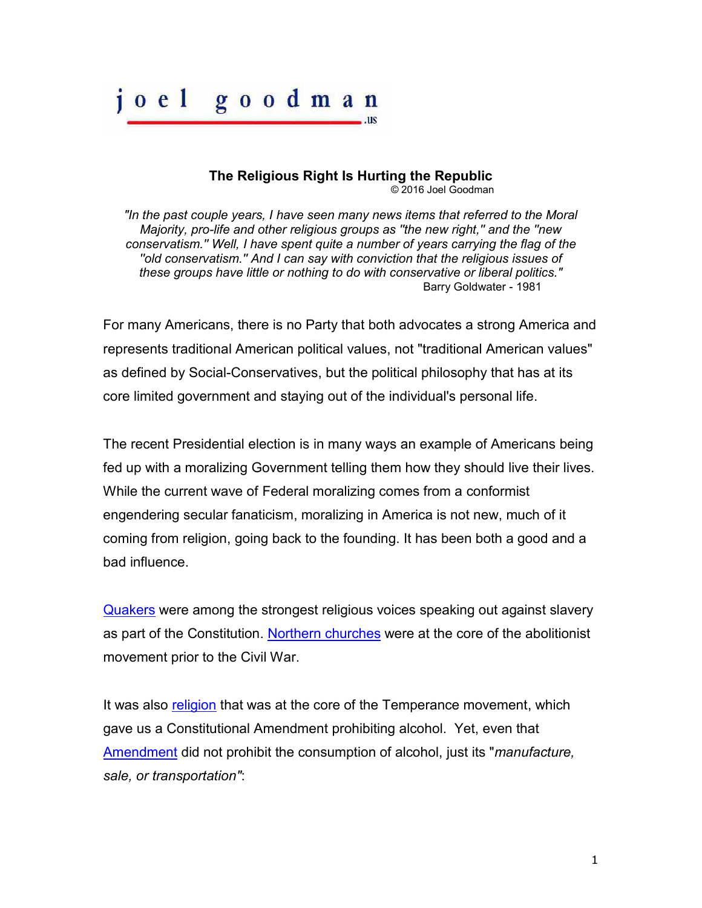joel goodman .us

# The Religious Right Is Hurting the Republic

© 2016 Joel Goodman

*"In the past couple years, I have seen many news items that referred to the Moral Majority, pro-life and other religious groups as "the new right," and the "new conservatism." Well, I have spent quite a number of years carrying the flag of the "old conservatism." And I can say with conviction that the religious issues of these groups have little or nothing to do with conservative or liberal politics."*
Barry Goldwater - 1981

For many Americans, there is no Party that both advocates a strong America and represents traditional American political values, not "traditional American values" as defined by Social-Conservatives, but the political philosophy that has at its core limited government and staying out of the individual's personal life.

The recent Presidential election is in many ways an example of Americans being fed up with a moralizing Government telling them how they should live their lives. While the current wave of Federal moralizing comes from a conformist engendering secular fanaticism, moralizing in America is not new, much of it coming from religion, going back to the founding. It has been both a good and a bad influence.

Quakers were among the strongest religious voices speaking out against slavery as part of the Constitution. Northern churches were at the core of the abolitionist movement prior to the Civil War.

It was also religion that was at the core of the Temperance movement, which gave us a Constitutional Amendment prohibiting alcohol. Yet, even that Amendment did not prohibit the consumption of alcohol, just its "*manufacture, sale, or transportation"*: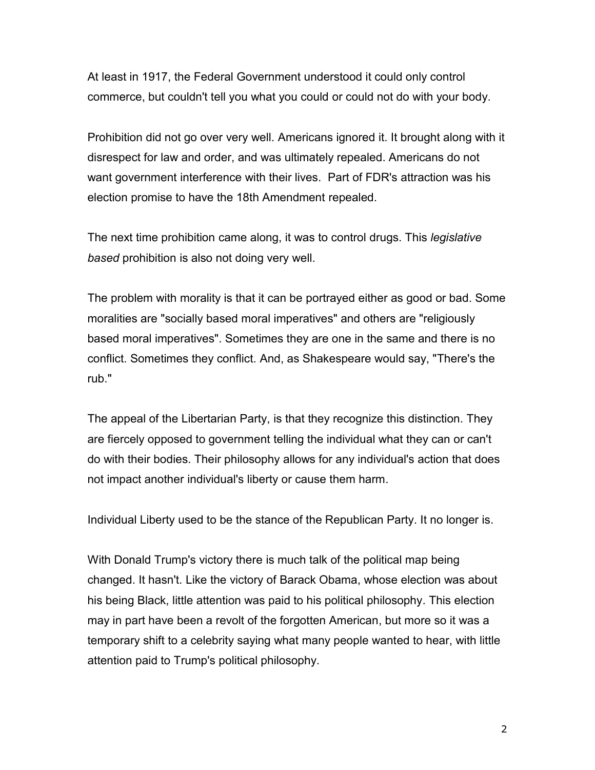At least in 1917, the Federal Government understood it could only control commerce, but couldn't tell you what you could or could not do with your body.

Prohibition did not go over very well. Americans ignored it. It brought along with it disrespect for law and order, and was ultimately repealed. Americans do not want government interference with their lives. Part of FDR's attraction was his election promise to have the 18th Amendment repealed.

The next time prohibition came along, it was to control drugs. This *legislative based* prohibition is also not doing very well.

The problem with morality is that it can be portrayed either as good or bad. Some moralities are "socially based moral imperatives" and others are "religiously based moral imperatives". Sometimes they are one in the same and there is no conflict. Sometimes they conflict. And, as Shakespeare would say, "There's the rub."

The appeal of the Libertarian Party, is that they recognize this distinction. They are fiercely opposed to government telling the individual what they can or can't do with their bodies. Their philosophy allows for any individual's action that does not impact another individual's liberty or cause them harm.

Individual Liberty used to be the stance of the Republican Party. It no longer is.

With Donald Trump's victory there is much talk of the political map being changed. It hasn't. Like the victory of Barack Obama, whose election was about his being Black, little attention was paid to his political philosophy. This election may in part have been a revolt of the forgotten American, but more so it was a temporary shift to a celebrity saying what many people wanted to hear, with little attention paid to Trump's political philosophy.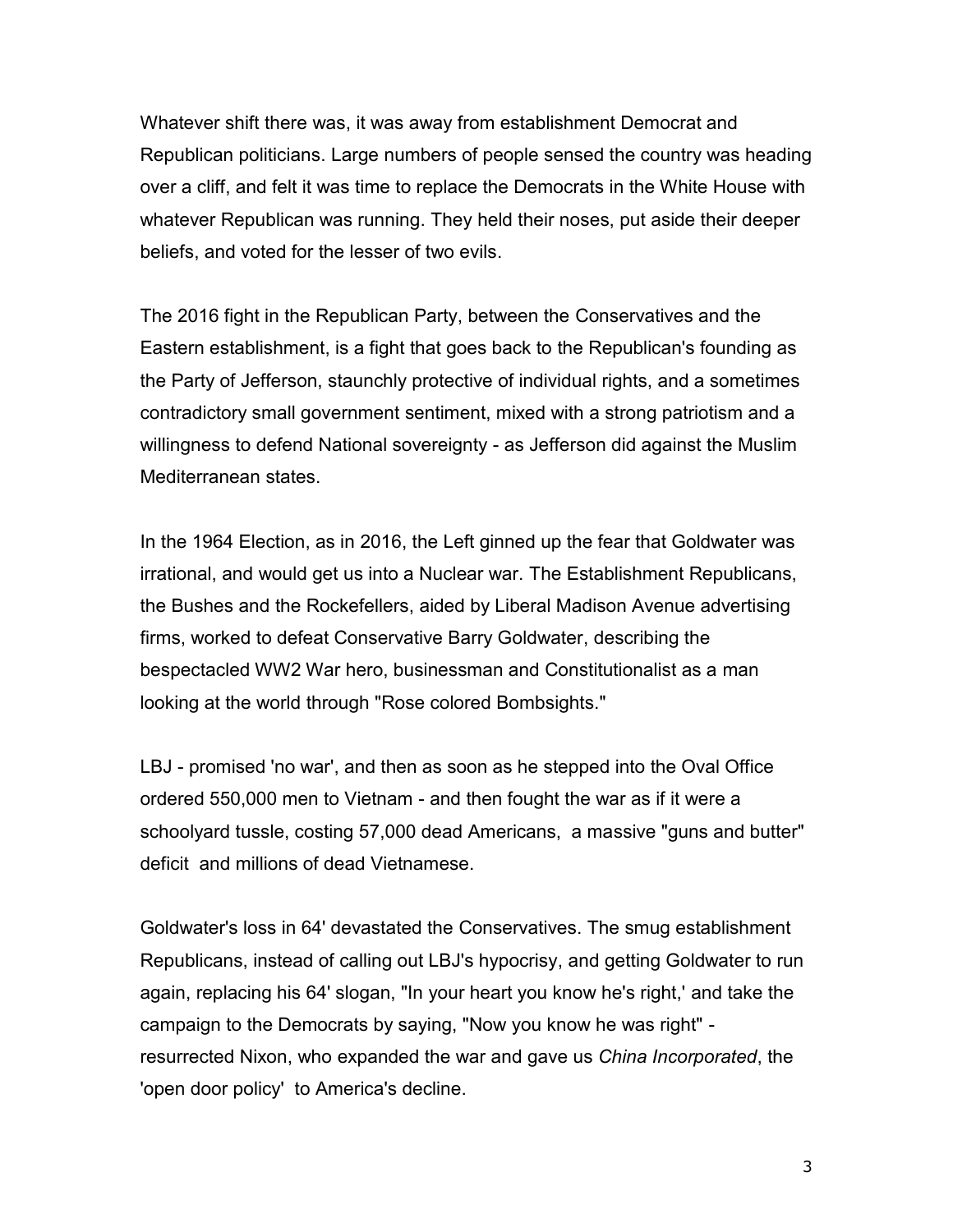Whatever shift there was, it was away from establishment Democrat and Republican politicians. Large numbers of people sensed the country was heading over a cliff, and felt it was time to replace the Democrats in the White House with whatever Republican was running. They held their noses, put aside their deeper beliefs, and voted for the lesser of two evils.

The 2016 fight in the Republican Party, between the Conservatives and the Eastern establishment, is a fight that goes back to the Republican's founding as the Party of Jefferson, staunchly protective of individual rights, and a sometimes contradictory small government sentiment, mixed with a strong patriotism and a willingness to defend National sovereignty - as Jefferson did against the Muslim Mediterranean states.

In the 1964 Election, as in 2016, the Left ginned up the fear that Goldwater was irrational, and would get us into a Nuclear war. The Establishment Republicans, the Bushes and the Rockefellers, aided by Liberal Madison Avenue advertising firms, worked to defeat Conservative Barry Goldwater, describing the bespectacled WW2 War hero, businessman and Constitutionalist as a man looking at the world through "Rose colored Bombsights."

LBJ - promised 'no war', and then as soon as he stepped into the Oval Office ordered 550,000 men to Vietnam - and then fought the war as if it were a schoolyard tussle, costing 57,000 dead Americans, a massive "guns and butter" deficit and millions of dead Vietnamese.

Goldwater's loss in 64' devastated the Conservatives. The smug establishment Republicans, instead of calling out LBJ's hypocrisy, and getting Goldwater to run again, replacing his 64' slogan, "In your heart you know he's right,' and take the campaign to the Democrats by saying, "Now you know he was right" - resurrected Nixon, who expanded the war and gave us *China Incorporated*, the 'open door policy' to America's decline.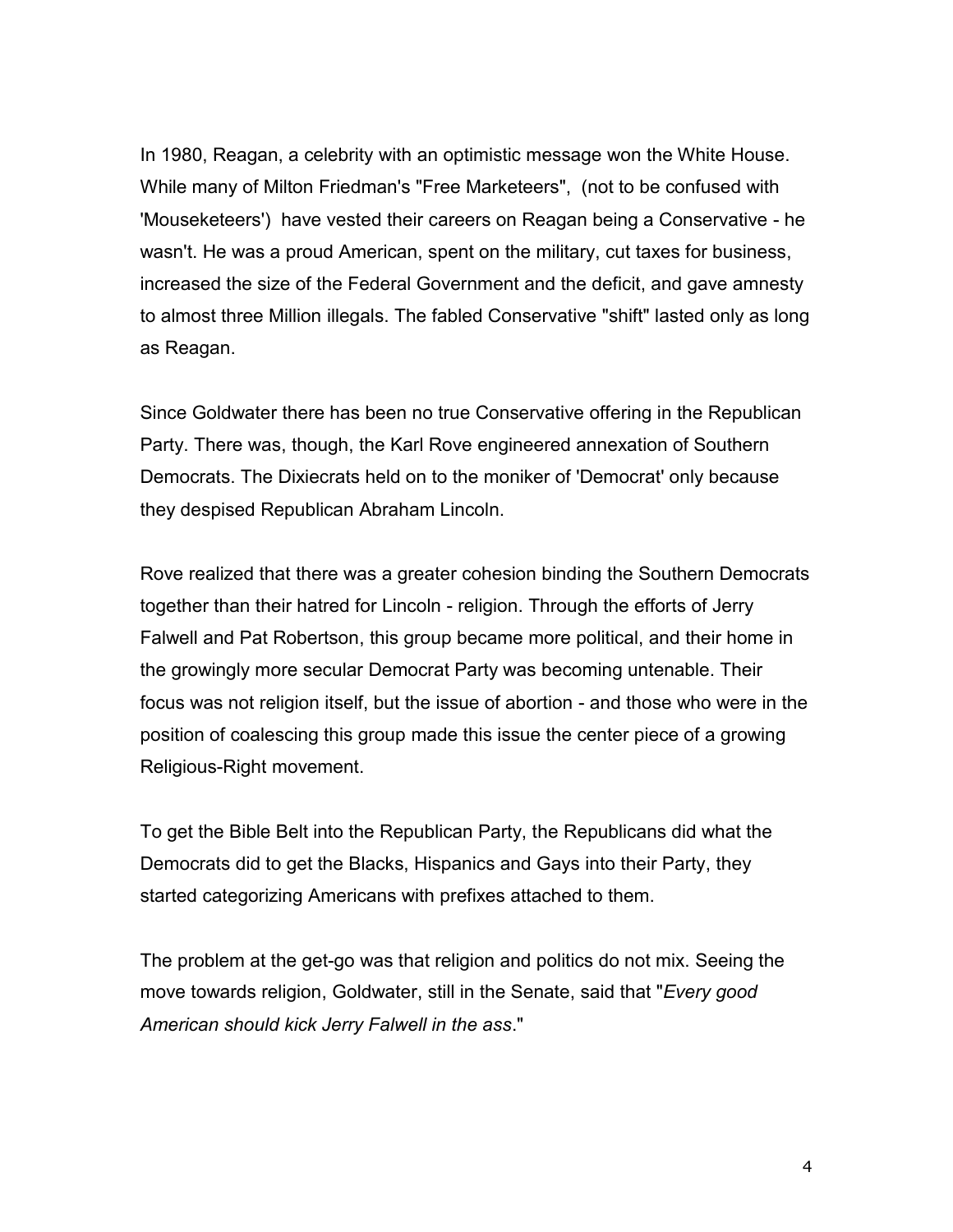In 1980, Reagan, a celebrity with an optimistic message won the White House. While many of Milton Friedman's "Free Marketeers", (not to be confused with 'Mouseketeers') have vested their careers on Reagan being a Conservative - he wasn't. He was a proud American, spent on the military, cut taxes for business, increased the size of the Federal Government and the deficit, and gave amnesty to almost three Million illegals. The fabled Conservative "shift" lasted only as long as Reagan.

Since Goldwater there has been no true Conservative offering in the Republican Party. There was, though, the Karl Rove engineered annexation of Southern Democrats. The Dixiecrats held on to the moniker of 'Democrat' only because they despised Republican Abraham Lincoln.

Rove realized that there was a greater cohesion binding the Southern Democrats together than their hatred for Lincoln - religion. Through the efforts of Jerry Falwell and Pat Robertson, this group became more political, and their home in the growingly more secular Democrat Party was becoming untenable. Their focus was not religion itself, but the issue of abortion - and those who were in the position of coalescing this group made this issue the center piece of a growing Religious-Right movement.

To get the Bible Belt into the Republican Party, the Republicans did what the Democrats did to get the Blacks, Hispanics and Gays into their Party, they started categorizing Americans with prefixes attached to them.

The problem at the get-go was that religion and politics do not mix. Seeing the move towards religion, Goldwater, still in the Senate, said that "*Every good American should kick Jerry Falwell in the ass*."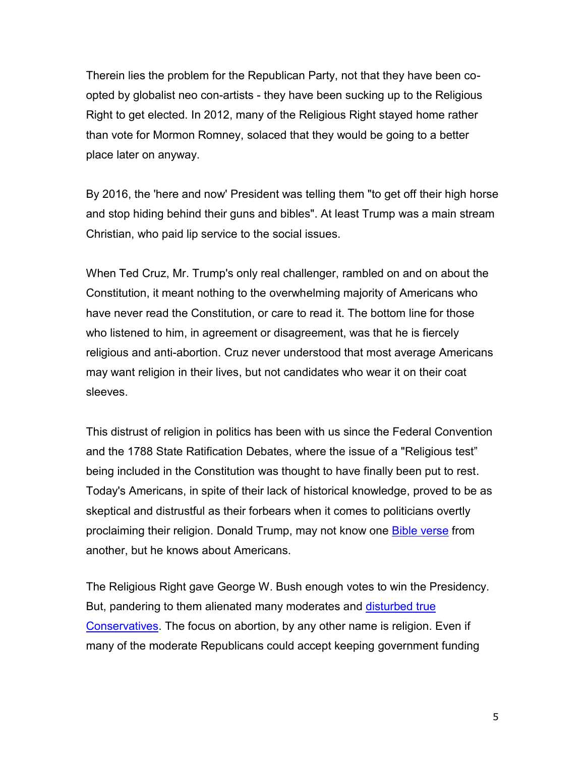Therein lies the problem for the Republican Party, not that they have been co-opted by globalist neo con-artists - they have been sucking up to the Religious Right to get elected. In 2012, many of the Religious Right stayed home rather than vote for Mormon Romney, solaced that they would be going to a better place later on anyway.

By 2016, the 'here and now' President was telling them "to get off their high horse and stop hiding behind their guns and bibles". At least Trump was a main stream Christian, who paid lip service to the social issues.

When Ted Cruz, Mr. Trump's only real challenger, rambled on and on about the Constitution, it meant nothing to the overwhelming majority of Americans who have never read the Constitution, or care to read it. The bottom line for those who listened to him, in agreement or disagreement, was that he is fiercely religious and anti-abortion. Cruz never understood that most average Americans may want religion in their lives, but not candidates who wear it on their coat sleeves.

This distrust of religion in politics has been with us since the Federal Convention and the 1788 State Ratification Debates, where the issue of a "Religious test" being included in the Constitution was thought to have finally been put to rest. Today's Americans, in spite of their lack of historical knowledge, proved to be as skeptical and distrustful as their forbears when it comes to politicians overtly proclaiming their religion. Donald Trump, may not know one Bible verse from another, but he knows about Americans.

The Religious Right gave George W. Bush enough votes to win the Presidency. But, pandering to them alienated many moderates and disturbed true Conservatives. The focus on abortion, by any other name is religion. Even if many of the moderate Republicans could accept keeping government funding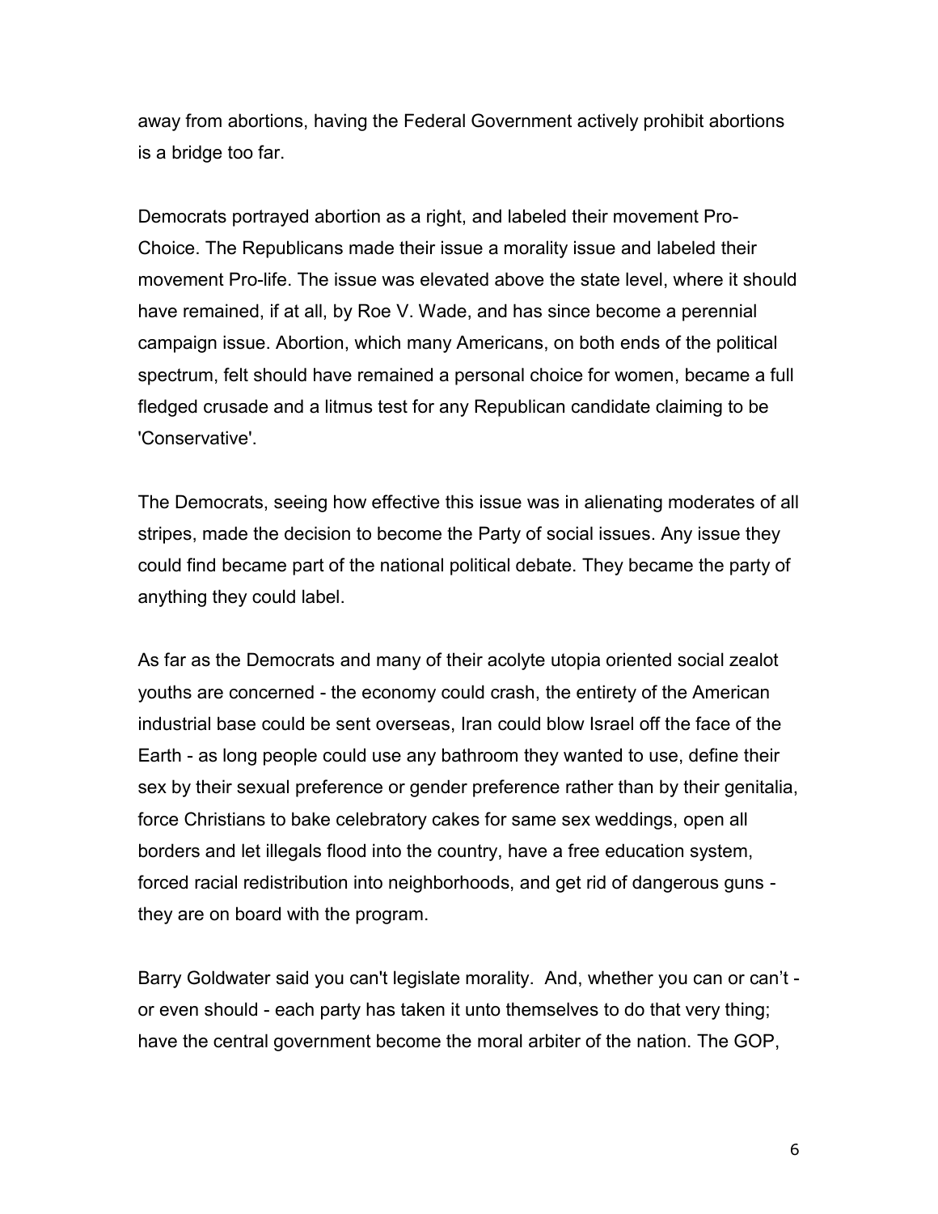away from abortions, having the Federal Government actively prohibit abortions is a bridge too far.

Democrats portrayed abortion as a right, and labeled their movement Pro-Choice. The Republicans made their issue a morality issue and labeled their movement Pro-life. The issue was elevated above the state level, where it should have remained, if at all, by Roe V. Wade, and has since become a perennial campaign issue. Abortion, which many Americans, on both ends of the political spectrum, felt should have remained a personal choice for women, became a full fledged crusade and a litmus test for any Republican candidate claiming to be 'Conservative'.

The Democrats, seeing how effective this issue was in alienating moderates of all stripes, made the decision to become the Party of social issues. Any issue they could find became part of the national political debate. They became the party of anything they could label.

As far as the Democrats and many of their acolyte utopia oriented social zealot youths are concerned - the economy could crash, the entirety of the American industrial base could be sent overseas, Iran could blow Israel off the face of the Earth - as long people could use any bathroom they wanted to use, define their sex by their sexual preference or gender preference rather than by their genitalia, force Christians to bake celebratory cakes for same sex weddings, open all borders and let illegals flood into the country, have a free education system, forced racial redistribution into neighborhoods, and get rid of dangerous guns - they are on board with the program.

Barry Goldwater said you can't legislate morality. And, whether you can or can't - or even should - each party has taken it unto themselves to do that very thing; have the central government become the moral arbiter of the nation. The GOP,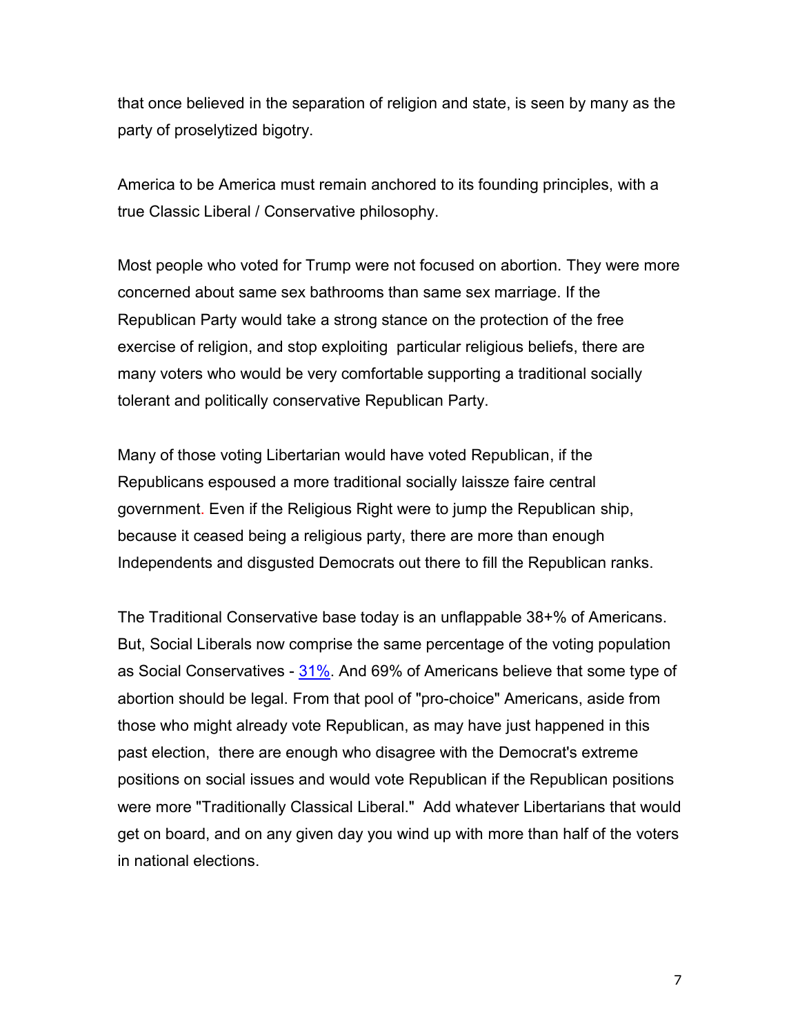that once believed in the separation of religion and state, is seen by many as the party of proselytized bigotry.

America to be America must remain anchored to its founding principles, with a true Classic Liberal / Conservative philosophy.

Most people who voted for Trump were not focused on abortion. They were more concerned about same sex bathrooms than same sex marriage. If the Republican Party would take a strong stance on the protection of the free exercise of religion, and stop exploiting particular religious beliefs, there are many voters who would be very comfortable supporting a traditional socially tolerant and politically conservative Republican Party.

Many of those voting Libertarian would have voted Republican, if the Republicans espoused a more traditional socially laissze faire central government. Even if the Religious Right were to jump the Republican ship, because it ceased being a religious party, there are more than enough Independents and disgusted Democrats out there to fill the Republican ranks.

The Traditional Conservative base today is an unflappable 38+% of Americans. But, Social Liberals now comprise the same percentage of the voting population as Social Conservatives - 31%. And 69% of Americans believe that some type of abortion should be legal. From that pool of "pro-choice" Americans, aside from those who might already vote Republican, as may have just happened in this past election, there are enough who disagree with the Democrat's extreme positions on social issues and would vote Republican if the Republican positions were more "Traditionally Classical Liberal." Add whatever Libertarians that would get on board, and on any given day you wind up with more than half of the voters in national elections.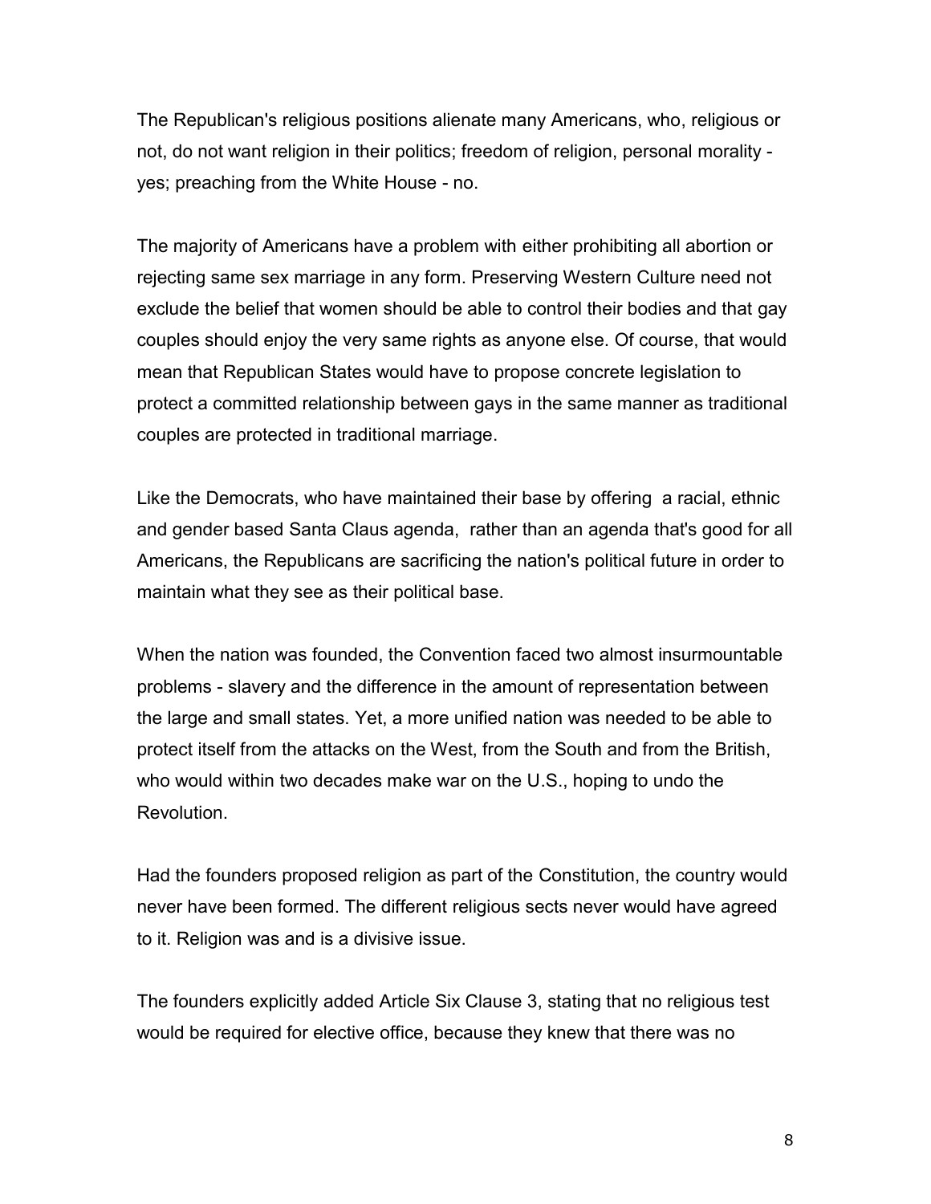The Republican's religious positions alienate many Americans, who, religious or not, do not want religion in their politics; freedom of religion, personal morality - yes; preaching from the White House - no.

The majority of Americans have a problem with either prohibiting all abortion or rejecting same sex marriage in any form. Preserving Western Culture need not exclude the belief that women should be able to control their bodies and that gay couples should enjoy the very same rights as anyone else. Of course, that would mean that Republican States would have to propose concrete legislation to protect a committed relationship between gays in the same manner as traditional couples are protected in traditional marriage.

Like the Democrats, who have maintained their base by offering a racial, ethnic and gender based Santa Claus agenda, rather than an agenda that's good for all Americans, the Republicans are sacrificing the nation's political future in order to maintain what they see as their political base.

When the nation was founded, the Convention faced two almost insurmountable problems - slavery and the difference in the amount of representation between the large and small states. Yet, a more unified nation was needed to be able to protect itself from the attacks on the West, from the South and from the British, who would within two decades make war on the U.S., hoping to undo the Revolution.

Had the founders proposed religion as part of the Constitution, the country would never have been formed. The different religious sects never would have agreed to it. Religion was and is a divisive issue.

The founders explicitly added Article Six Clause 3, stating that no religious test would be required for elective office, because they knew that there was no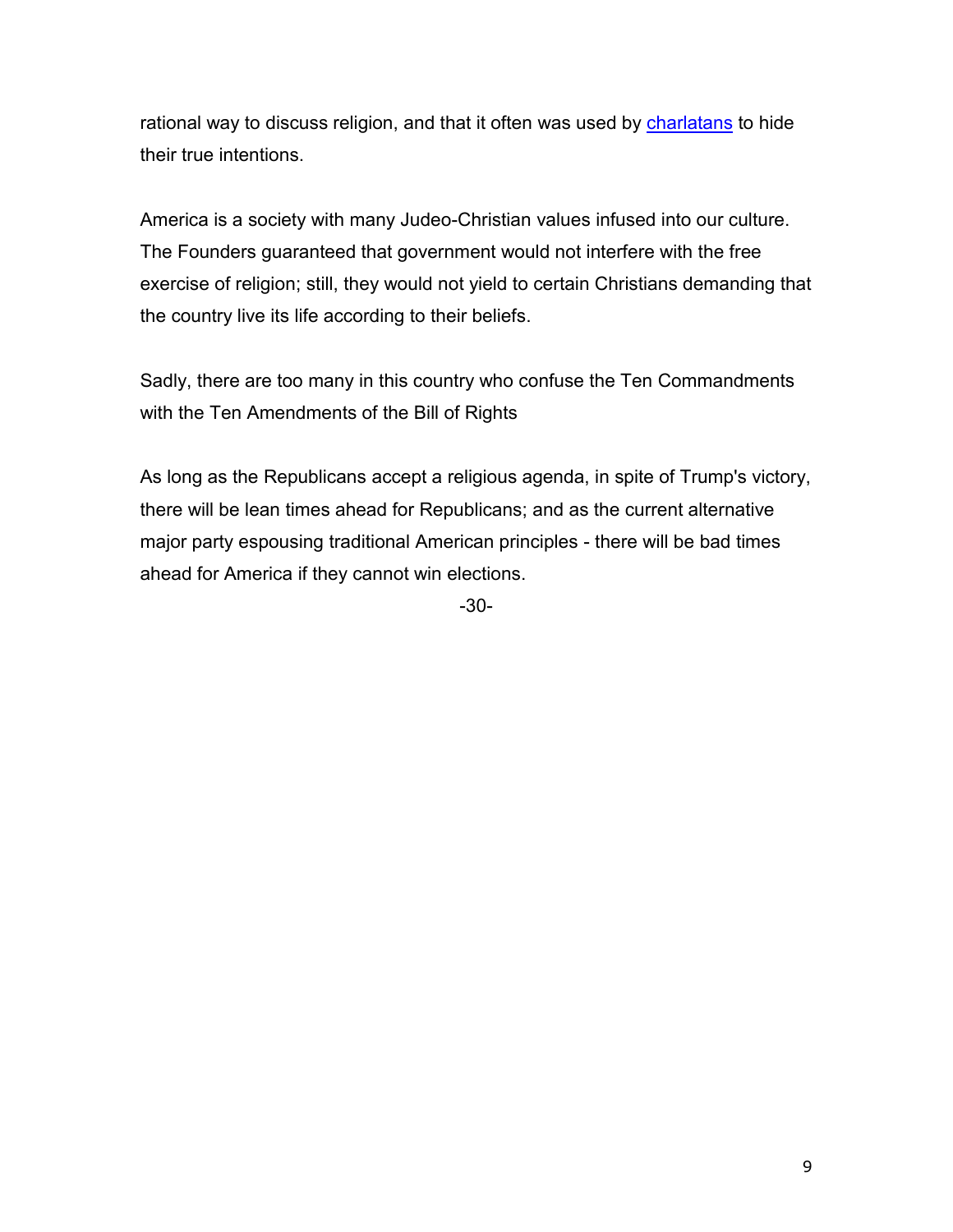rational way to discuss religion, and that it often was used by [charlatans] to hide their true intentions.

America is a society with many Judeo-Christian values infused into our culture. The Founders guaranteed that government would not interfere with the free exercise of religion; still, they would not yield to certain Christians demanding that the country live its life according to their beliefs.

Sadly, there are too many in this country who confuse the Ten Commandments with the Ten Amendments of the Bill of Rights

As long as the Republicans accept a religious agenda, in spite of Trump's victory, there will be lean times ahead for Republicans; and as the current alternative major party espousing traditional American principles - there will be bad times ahead for America if they cannot win elections.

-30-